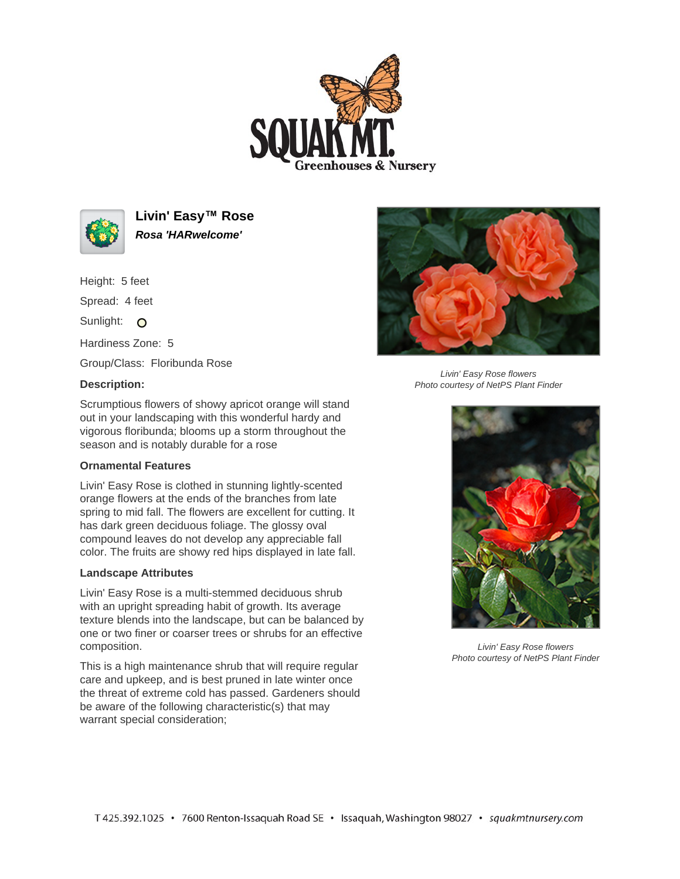# Livin' Easy™ Rose

***Rosa 'HARwelcome'***

Height: 5 feet

Spread: 4 feet

Sunlight: O

Hardiness Zone: 5

Group/Class: Floribunda Rose

### Description:

Scrumptious flowers of showy apricot orange will stand out in your landscaping with this wonderful hardy and vigorous floribunda; blooms up a storm throughout the season and is notably durable for a rose

### Ornamental Features

Livin' Easy Rose is clothed in stunning lightly-scented orange flowers at the ends of the branches from late spring to mid fall. The flowers are excellent for cutting. It has dark green deciduous foliage. The glossy oval compound leaves do not develop any appreciable fall color. The fruits are showy red hips displayed in late fall.

### Landscape Attributes

Livin' Easy Rose is a multi-stemmed deciduous shrub with an upright spreading habit of growth. Its average texture blends into the landscape, but can be balanced by one or two finer or coarser trees or shrubs for an effective composition.

This is a high maintenance shrub that will require regular care and upkeep, and is best pruned in late winter once the threat of extreme cold has passed. Gardeners should be aware of the following characteristic(s) that may warrant special consideration;

*Livin' Easy Rose flowers*
*Photo courtesy of NetPS Plant Finder*

*Livin' Easy Rose flowers*
*Photo courtesy of NetPS Plant Finder*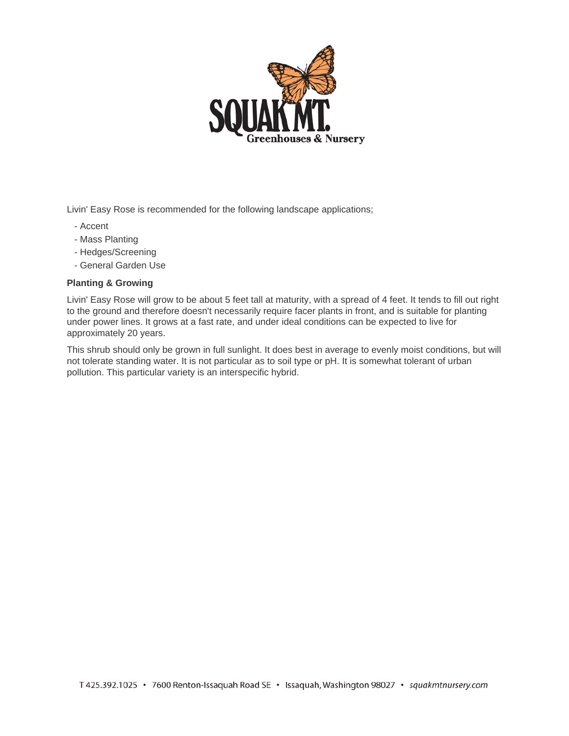Livin' Easy Rose is recommended for the following landscape applications;

- Accent
- Mass Planting
- Hedges/Screening
- General Garden Use

**Planting & Growing**

Livin' Easy Rose will grow to be about 5 feet tall at maturity, with a spread of 4 feet. It tends to fill out right to the ground and therefore doesn't necessarily require facer plants in front, and is suitable for planting under power lines. It grows at a fast rate, and under ideal conditions can be expected to live for approximately 20 years.

This shrub should only be grown in full sunlight. It does best in average to evenly moist conditions, but will not tolerate standing water. It is not particular as to soil type or pH. It is somewhat tolerant of urban pollution. This particular variety is an interspecific hybrid.